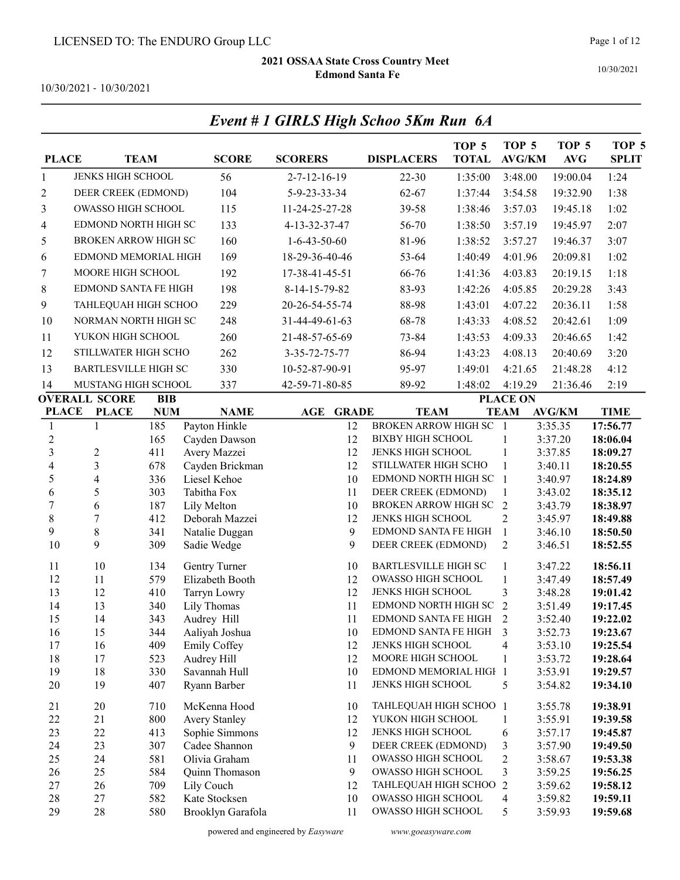LICENSED TO: The ENDURO Group LLC

**2021 OSSAA State Cross Country Meet**
**Edmond Santa Fe**

10/30/2021 - 10/30/2021

## *Event # 1 GIRLS High Schoo 5Km Run 6A*

| PLACE | TEAM | SCORE | SCORERS | DISPLACERS | TOP 5 TOTAL | TOP 5 AVG/KM | TOP 5 AVG | TOP 5 SPLIT |
|---|---|---|---|---|---|---|---|---|
| 1 | JENKS HIGH SCHOOL | 56 | 2-7-12-16-19 | 22-30 | 1:35:00 | 3:48.00 | 19:00.04 | 1:24 |
| 2 | DEER CREEK (EDMOND) | 104 | 5-9-23-33-34 | 62-67 | 1:37:44 | 3:54.58 | 19:32.90 | 1:38 |
| 3 | OWASSO HIGH SCHOOL | 115 | 11-24-25-27-28 | 39-58 | 1:38:46 | 3:57.03 | 19:45.18 | 1:02 |
| 4 | EDMOND NORTH HIGH SC | 133 | 4-13-32-37-47 | 56-70 | 1:38:50 | 3:57.19 | 19:45.97 | 2:07 |
| 5 | BROKEN ARROW HIGH SC | 160 | 1-6-43-50-60 | 81-96 | 1:38:52 | 3:57.27 | 19:46.37 | 3:07 |
| 6 | EDMOND MEMORIAL HIGH | 169 | 18-29-36-40-46 | 53-64 | 1:40:49 | 4:01.96 | 20:09.81 | 1:02 |
| 7 | MOORE HIGH SCHOOL | 192 | 17-38-41-45-51 | 66-76 | 1:41:36 | 4:03.83 | 20:19.15 | 1:18 |
| 8 | EDMOND SANTA FE HIGH | 198 | 8-14-15-79-82 | 83-93 | 1:42:26 | 4:05.85 | 20:29.28 | 3:43 |
| 9 | TAHLEQUAH HIGH SCHOO | 229 | 20-26-54-55-74 | 88-98 | 1:43:01 | 4:07.22 | 20:36.11 | 1:58 |
| 10 | NORMAN NORTH HIGH SC | 248 | 31-44-49-61-63 | 68-78 | 1:43:33 | 4:08.52 | 20:42.61 | 1:09 |
| 11 | YUKON HIGH SCHOOL | 260 | 21-48-57-65-69 | 73-84 | 1:43:53 | 4:09.33 | 20:46.65 | 1:42 |
| 12 | STILLWATER HIGH SCHO | 262 | 3-35-72-75-77 | 86-94 | 1:43:23 | 4:08.13 | 20:40.69 | 3:20 |
| 13 | BARTLESVILLE HIGH SC | 330 | 10-52-87-90-91 | 95-97 | 1:49:01 | 4:21.65 | 21:48.28 | 4:12 |
| 14 | MUSTANG HIGH SCHOOL | 337 | 42-59-71-80-85 | 89-92 | 1:48:02 | 4:19.29 | 21:36.46 | 2:19 |

| OVERALL PLACE | SCORE PLACE | BIB NUM | NAME | AGE | GRADE | TEAM | PLACE ON TEAM | AVG/KM | TIME |
|---|---|---|---|---|---|---|---|---|---|
| 1 | 1 | 185 | Payton Hinkle | | 12 | BROKEN ARROW HIGH SC | 1 | 3:35.35 | **17:56.77** |
| 2 | | 165 | Cayden Dawson | | 12 | BIXBY HIGH SCHOOL | 1 | 3:37.20 | **18:06.04** |
| 3 | 2 | 411 | Avery Mazzei | | 12 | JENKS HIGH SCHOOL | 1 | 3:37.85 | **18:09.27** |
| 4 | 3 | 678 | Cayden Brickman | | 12 | STILLWATER HIGH SCHO | 1 | 3:40.11 | **18:20.55** |
| 5 | 4 | 336 | Liesel Kehoe | | 10 | EDMOND NORTH HIGH SC | 1 | 3:40.97 | **18:24.89** |
| 6 | 5 | 303 | Tabitha Fox | | 11 | DEER CREEK (EDMOND) | 1 | 3:43.02 | **18:35.12** |
| 7 | 6 | 187 | Lily Melton | | 10 | BROKEN ARROW HIGH SC | 2 | 3:43.79 | **18:38.97** |
| 8 | 7 | 412 | Deborah Mazzei | | 12 | JENKS HIGH SCHOOL | 2 | 3:45.97 | **18:49.88** |
| 9 | 8 | 341 | Natalie Duggan | | 9 | EDMOND SANTA FE HIGH | 1 | 3:46.10 | **18:50.50** |
| 10 | 9 | 309 | Sadie Wedge | | 9 | DEER CREEK (EDMOND) | 2 | 3:46.51 | **18:52.55** |
| 11 | 10 | 134 | Gentry Turner | | 10 | BARTLESVILLE HIGH SC | 1 | 3:47.22 | **18:56.11** |
| 12 | 11 | 579 | Elizabeth Booth | | 12 | OWASSO HIGH SCHOOL | 1 | 3:47.49 | **18:57.49** |
| 13 | 12 | 410 | Tarryn Lowry | | 12 | JENKS HIGH SCHOOL | 3 | 3:48.28 | **19:01.42** |
| 14 | 13 | 340 | Lily Thomas | | 11 | EDMOND NORTH HIGH SC | 2 | 3:51.49 | **19:17.45** |
| 15 | 14 | 343 | Audrey Hill | | 11 | EDMOND SANTA FE HIGH | 2 | 3:52.40 | **19:22.02** |
| 16 | 15 | 344 | Aaliyah Joshua | | 10 | EDMOND SANTA FE HIGH | 3 | 3:52.73 | **19:23.67** |
| 17 | 16 | 409 | Emily Coffey | | 12 | JENKS HIGH SCHOOL | 4 | 3:53.10 | **19:25.54** |
| 18 | 17 | 523 | Audrey Hill | | 12 | MOORE HIGH SCHOOL | 1 | 3:53.72 | **19:28.64** |
| 19 | 18 | 330 | Savannah Hull | | 10 | EDMOND MEMORIAL HIGH | 1 | 3:53.91 | **19:29.57** |
| 20 | 19 | 407 | Ryann Barber | | 11 | JENKS HIGH SCHOOL | 5 | 3:54.82 | **19:34.10** |
| 21 | 20 | 710 | McKenna Hood | | 10 | TAHLEQUAH HIGH SCHOO | 1 | 3:55.78 | **19:38.91** |
| 22 | 21 | 800 | Avery Stanley | | 12 | YUKON HIGH SCHOOL | 1 | 3:55.91 | **19:39.58** |
| 23 | 22 | 413 | Sophie Simmons | | 12 | JENKS HIGH SCHOOL | 6 | 3:57.17 | **19:45.87** |
| 24 | 23 | 307 | Cadee Shannon | | 9 | DEER CREEK (EDMOND) | 3 | 3:57.90 | **19:49.50** |
| 25 | 24 | 581 | Olivia Graham | | 11 | OWASSO HIGH SCHOOL | 2 | 3:58.67 | **19:53.38** |
| 26 | 25 | 584 | Quinn Thomason | | 9 | OWASSO HIGH SCHOOL | 3 | 3:59.25 | **19:56.25** |
| 27 | 26 | 709 | Lily Couch | | 12 | TAHLEQUAH HIGH SCHOO | 2 | 3:59.62 | **19:58.12** |
| 28 | 27 | 582 | Kate Stocksen | | 10 | OWASSO HIGH SCHOOL | 4 | 3:59.82 | **19:59.11** |
| 29 | 28 | 580 | Brooklyn Garafola | | 11 | OWASSO HIGH SCHOOL | 5 | 3:59.93 | **19:59.68** |

powered and engineered by *Easyware* www.goeasyware.com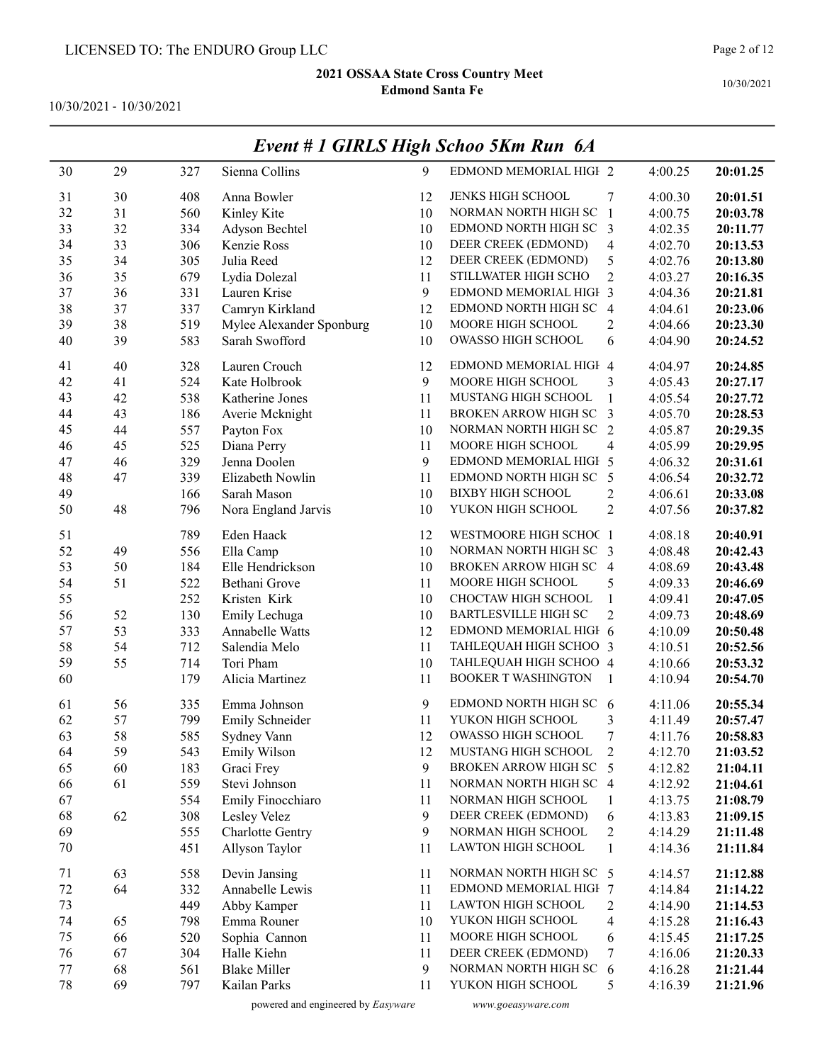LICENSED TO: The ENDURO Group LLC

**2021 OSSAA State Cross Country Meet**
**Edmond Santa Fe**

10/30/2021 - 10/30/2021

## *Event # 1 GIRLS High Schoo 5Km Run 6A*

| | | | | | | | | |
|---|---|---|---|---|---|---|---|---|
| 30 | 29 | 327 | Sienna Collins | 9 | EDMOND MEMORIAL HIGH | 2 | 4:00.25 | **20:01.25** |
| 31 | 30 | 408 | Anna Bowler | 12 | JENKS HIGH SCHOOL | 7 | 4:00.30 | **20:01.51** |
| 32 | 31 | 560 | Kinley Kite | 10 | NORMAN NORTH HIGH SC | 1 | 4:00.75 | **20:03.78** |
| 33 | 32 | 334 | Adyson Bechtel | 10 | EDMOND NORTH HIGH SC | 3 | 4:02.35 | **20:11.77** |
| 34 | 33 | 306 | Kenzie Ross | 10 | DEER CREEK (EDMOND) | 4 | 4:02.70 | **20:13.53** |
| 35 | 34 | 305 | Julia Reed | 12 | DEER CREEK (EDMOND) | 5 | 4:02.76 | **20:13.80** |
| 36 | 35 | 679 | Lydia Dolezal | 11 | STILLWATER HIGH SCHO | 2 | 4:03.27 | **20:16.35** |
| 37 | 36 | 331 | Lauren Krise | 9 | EDMOND MEMORIAL HIGH | 3 | 4:04.36 | **20:21.81** |
| 38 | 37 | 337 | Camryn Kirkland | 12 | EDMOND NORTH HIGH SC | 4 | 4:04.61 | **20:23.06** |
| 39 | 38 | 519 | Mylee Alexander Sponburg | 10 | MOORE HIGH SCHOOL | 2 | 4:04.66 | **20:23.30** |
| 40 | 39 | 583 | Sarah Swofford | 10 | OWASSO HIGH SCHOOL | 6 | 4:04.90 | **20:24.52** |
| 41 | 40 | 328 | Lauren Crouch | 12 | EDMOND MEMORIAL HIGH | 4 | 4:04.97 | **20:24.85** |
| 42 | 41 | 524 | Kate Holbrook | 9 | MOORE HIGH SCHOOL | 3 | 4:05.43 | **20:27.17** |
| 43 | 42 | 538 | Katherine Jones | 11 | MUSTANG HIGH SCHOOL | 1 | 4:05.54 | **20:27.72** |
| 44 | 43 | 186 | Averie Mcknight | 11 | BROKEN ARROW HIGH SC | 3 | 4:05.70 | **20:28.53** |
| 45 | 44 | 557 | Payton Fox | 10 | NORMAN NORTH HIGH SC | 2 | 4:05.87 | **20:29.35** |
| 46 | 45 | 525 | Diana Perry | 11 | MOORE HIGH SCHOOL | 4 | 4:05.99 | **20:29.95** |
| 47 | 46 | 329 | Jenna Doolen | 9 | EDMOND MEMORIAL HIGH | 5 | 4:06.32 | **20:31.61** |
| 48 | 47 | 339 | Elizabeth Nowlin | 11 | EDMOND NORTH HIGH SC | 5 | 4:06.54 | **20:32.72** |
| 49 | | 166 | Sarah Mason | 10 | BIXBY HIGH SCHOOL | 2 | 4:06.61 | **20:33.08** |
| 50 | 48 | 796 | Nora England Jarvis | 10 | YUKON HIGH SCHOOL | 2 | 4:07.56 | **20:37.82** |
| 51 | | 789 | Eden Haack | 12 | WESTMOORE HIGH SCHOOL | 1 | 4:08.18 | **20:40.91** |
| 52 | 49 | 556 | Ella Camp | 10 | NORMAN NORTH HIGH SC | 3 | 4:08.48 | **20:42.43** |
| 53 | 50 | 184 | Elle Hendrickson | 10 | BROKEN ARROW HIGH SC | 4 | 4:08.69 | **20:43.48** |
| 54 | 51 | 522 | Bethani Grove | 11 | MOORE HIGH SCHOOL | 5 | 4:09.33 | **20:46.69** |
| 55 | | 252 | Kristen Kirk | 10 | CHOCTAW HIGH SCHOOL | 1 | 4:09.41 | **20:47.05** |
| 56 | 52 | 130 | Emily Lechuga | 10 | BARTLESVILLE HIGH SC | 2 | 4:09.73 | **20:48.69** |
| 57 | 53 | 333 | Annabelle Watts | 12 | EDMOND MEMORIAL HIGH | 6 | 4:10.09 | **20:50.48** |
| 58 | 54 | 712 | Salendia Melo | 11 | TAHLEQUAH HIGH SCHOO | 3 | 4:10.51 | **20:52.56** |
| 59 | 55 | 714 | Tori Pham | 10 | TAHLEQUAH HIGH SCHOO | 4 | 4:10.66 | **20:53.32** |
| 60 | | 179 | Alicia Martinez | 11 | BOOKER T WASHINGTON | 1 | 4:10.94 | **20:54.70** |
| 61 | 56 | 335 | Emma Johnson | 9 | EDMOND NORTH HIGH SC | 6 | 4:11.06 | **20:55.34** |
| 62 | 57 | 799 | Emily Schneider | 11 | YUKON HIGH SCHOOL | 3 | 4:11.49 | **20:57.47** |
| 63 | 58 | 585 | Sydney Vann | 12 | OWASSO HIGH SCHOOL | 7 | 4:11.76 | **20:58.83** |
| 64 | 59 | 543 | Emily Wilson | 12 | MUSTANG HIGH SCHOOL | 2 | 4:12.70 | **21:03.52** |
| 65 | 60 | 183 | Graci Frey | 9 | BROKEN ARROW HIGH SC | 5 | 4:12.82 | **21:04.11** |
| 66 | 61 | 559 | Stevi Johnson | 11 | NORMAN NORTH HIGH SC | 4 | 4:12.92 | **21:04.61** |
| 67 | | 554 | Emily Finocchiaro | 11 | NORMAN HIGH SCHOOL | 1 | 4:13.75 | **21:08.79** |
| 68 | 62 | 308 | Lesley Velez | 9 | DEER CREEK (EDMOND) | 6 | 4:13.83 | **21:09.15** |
| 69 | | 555 | Charlotte Gentry | 9 | NORMAN HIGH SCHOOL | 2 | 4:14.29 | **21:11.48** |
| 70 | | 451 | Allyson Taylor | 11 | LAWTON HIGH SCHOOL | 1 | 4:14.36 | **21:11.84** |
| 71 | 63 | 558 | Devin Jansing | 11 | NORMAN NORTH HIGH SC | 5 | 4:14.57 | **21:12.88** |
| 72 | 64 | 332 | Annabelle Lewis | 11 | EDMOND MEMORIAL HIGH | 7 | 4:14.84 | **21:14.22** |
| 73 | | 449 | Abby Kamper | 11 | LAWTON HIGH SCHOOL | 2 | 4:14.90 | **21:14.53** |
| 74 | 65 | 798 | Emma Rouner | 10 | YUKON HIGH SCHOOL | 4 | 4:15.28 | **21:16.43** |
| 75 | 66 | 520 | Sophia Cannon | 11 | MOORE HIGH SCHOOL | 6 | 4:15.45 | **21:17.25** |
| 76 | 67 | 304 | Halle Kiehn | 11 | DEER CREEK (EDMOND) | 7 | 4:16.06 | **21:20.33** |
| 77 | 68 | 561 | Blake Miller | 9 | NORMAN NORTH HIGH SC | 6 | 4:16.28 | **21:21.44** |
| 78 | 69 | 797 | Kailan Parks | 11 | YUKON HIGH SCHOOL | 5 | 4:16.39 | **21:21.96** |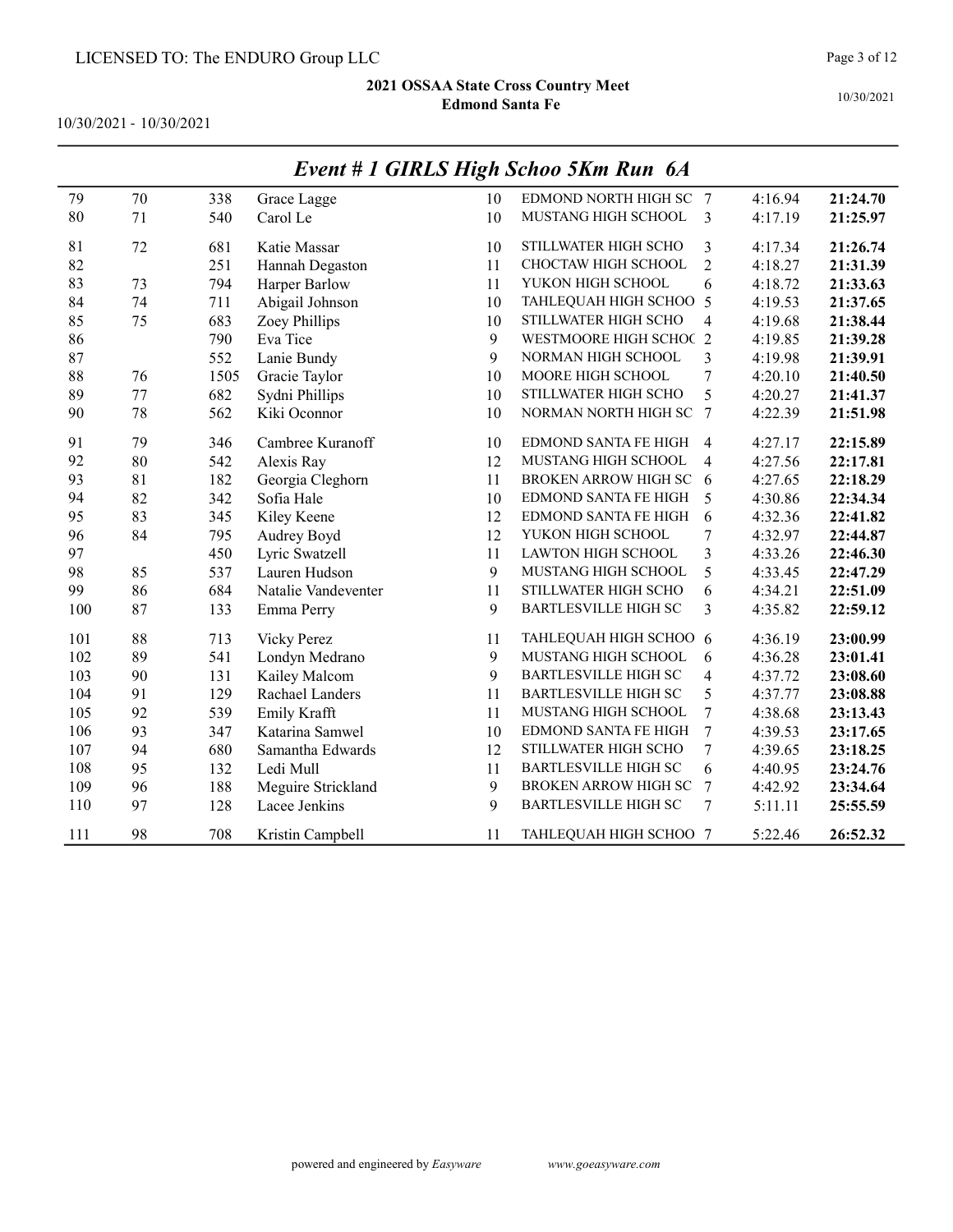LICENSED TO: The ENDURO Group LLC

**2021 OSSAA State Cross Country Meet**
**Edmond Santa Fe**

10/30/2021 - 10/30/2021

## *Event # 1 GIRLS High Schoo 5Km Run 6A*

| | | | | | | | | |
|---|---|---|---|---|---|---|---|---|
| 79 | 70 | 338 | Grace Lagge | 10 | EDMOND NORTH HIGH SC | 7 | 4:16.94 | **21:24.70** |
| 80 | 71 | 540 | Carol Le | 10 | MUSTANG HIGH SCHOOL | 3 | 4:17.19 | **21:25.97** |
| 81 | 72 | 681 | Katie Massar | 10 | STILLWATER HIGH SCHO | 3 | 4:17.34 | **21:26.74** |
| 82 | | 251 | Hannah Degaston | 11 | CHOCTAW HIGH SCHOOL | 2 | 4:18.27 | **21:31.39** |
| 83 | 73 | 794 | Harper Barlow | 11 | YUKON HIGH SCHOOL | 6 | 4:18.72 | **21:33.63** |
| 84 | 74 | 711 | Abigail Johnson | 10 | TAHLEQUAH HIGH SCHOO | 5 | 4:19.53 | **21:37.65** |
| 85 | 75 | 683 | Zoey Phillips | 10 | STILLWATER HIGH SCHO | 4 | 4:19.68 | **21:38.44** |
| 86 | | 790 | Eva Tice | 9 | WESTMOORE HIGH SCHOC | 2 | 4:19.85 | **21:39.28** |
| 87 | | 552 | Lanie Bundy | 9 | NORMAN HIGH SCHOOL | 3 | 4:19.98 | **21:39.91** |
| 88 | 76 | 1505 | Gracie Taylor | 10 | MOORE HIGH SCHOOL | 7 | 4:20.10 | **21:40.50** |
| 89 | 77 | 682 | Sydni Phillips | 10 | STILLWATER HIGH SCHO | 5 | 4:20.27 | **21:41.37** |
| 90 | 78 | 562 | Kiki Oconnor | 10 | NORMAN NORTH HIGH SC | 7 | 4:22.39 | **21:51.98** |
| 91 | 79 | 346 | Cambree Kuranoff | 10 | EDMOND SANTA FE HIGH | 4 | 4:27.17 | **22:15.89** |
| 92 | 80 | 542 | Alexis Ray | 12 | MUSTANG HIGH SCHOOL | 4 | 4:27.56 | **22:17.81** |
| 93 | 81 | 182 | Georgia Cleghorn | 11 | BROKEN ARROW HIGH SC | 6 | 4:27.65 | **22:18.29** |
| 94 | 82 | 342 | Sofia Hale | 10 | EDMOND SANTA FE HIGH | 5 | 4:30.86 | **22:34.34** |
| 95 | 83 | 345 | Kiley Keene | 12 | EDMOND SANTA FE HIGH | 6 | 4:32.36 | **22:41.82** |
| 96 | 84 | 795 | Audrey Boyd | 12 | YUKON HIGH SCHOOL | 7 | 4:32.97 | **22:44.87** |
| 97 | | 450 | Lyric Swatzell | 11 | LAWTON HIGH SCHOOL | 3 | 4:33.26 | **22:46.30** |
| 98 | 85 | 537 | Lauren Hudson | 9 | MUSTANG HIGH SCHOOL | 5 | 4:33.45 | **22:47.29** |
| 99 | 86 | 684 | Natalie Vandeventer | 11 | STILLWATER HIGH SCHO | 6 | 4:34.21 | **22:51.09** |
| 100 | 87 | 133 | Emma Perry | 9 | BARTLESVILLE HIGH SC | 3 | 4:35.82 | **22:59.12** |
| 101 | 88 | 713 | Vicky Perez | 11 | TAHLEQUAH HIGH SCHOO | 6 | 4:36.19 | **23:00.99** |
| 102 | 89 | 541 | Londyn Medrano | 9 | MUSTANG HIGH SCHOOL | 6 | 4:36.28 | **23:01.41** |
| 103 | 90 | 131 | Kailey Malcom | 9 | BARTLESVILLE HIGH SC | 4 | 4:37.72 | **23:08.60** |
| 104 | 91 | 129 | Rachael Landers | 11 | BARTLESVILLE HIGH SC | 5 | 4:37.77 | **23:08.88** |
| 105 | 92 | 539 | Emily Krafft | 11 | MUSTANG HIGH SCHOOL | 7 | 4:38.68 | **23:13.43** |
| 106 | 93 | 347 | Katarina Samwel | 10 | EDMOND SANTA FE HIGH | 7 | 4:39.53 | **23:17.65** |
| 107 | 94 | 680 | Samantha Edwards | 12 | STILLWATER HIGH SCHO | 7 | 4:39.65 | **23:18.25** |
| 108 | 95 | 132 | Ledi Mull | 11 | BARTLESVILLE HIGH SC | 6 | 4:40.95 | **23:24.76** |
| 109 | 96 | 188 | Meguire Strickland | 9 | BROKEN ARROW HIGH SC | 7 | 4:42.92 | **23:34.64** |
| 110 | 97 | 128 | Lacee Jenkins | 9 | BARTLESVILLE HIGH SC | 7 | 5:11.11 | **25:55.59** |
| 111 | 98 | 708 | Kristin Campbell | 11 | TAHLEQUAH HIGH SCHOO | 7 | 5:22.46 | **26:52.32** |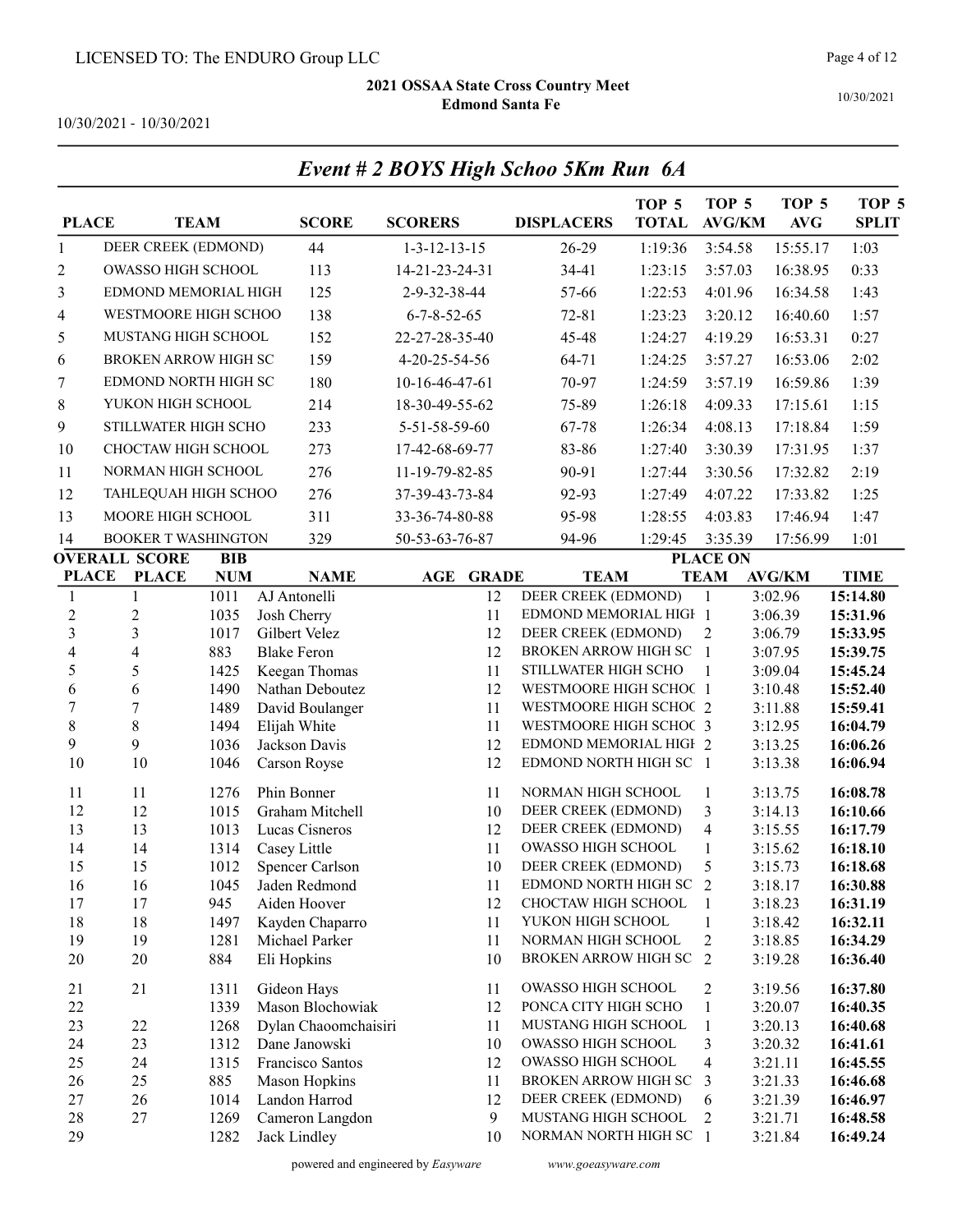LICENSED TO: The ENDURO Group LLC

**2021 OSSAA State Cross Country Meet**
**Edmond Santa Fe**

10/30/2021 - 10/30/2021

## *Event # 2 BOYS High Schoo 5Km Run 6A*

| PLACE | TEAM | SCORE | SCORERS | DISPLACERS | TOP 5 TOTAL | TOP 5 AVG/KM | TOP 5 AVG | TOP 5 SPLIT |
|---|---|---|---|---|---|---|---|---|
| 1 | DEER CREEK (EDMOND) | 44 | 1-3-12-13-15 | 26-29 | 1:19:36 | 3:54.58 | 15:55.17 | 1:03 |
| 2 | OWASSO HIGH SCHOOL | 113 | 14-21-23-24-31 | 34-41 | 1:23:15 | 3:57.03 | 16:38.95 | 0:33 |
| 3 | EDMOND MEMORIAL HIGH | 125 | 2-9-32-38-44 | 57-66 | 1:22:53 | 4:01.96 | 16:34.58 | 1:43 |
| 4 | WESTMOORE HIGH SCHOO | 138 | 6-7-8-52-65 | 72-81 | 1:23:23 | 3:20.12 | 16:40.60 | 1:57 |
| 5 | MUSTANG HIGH SCHOOL | 152 | 22-27-28-35-40 | 45-48 | 1:24:27 | 4:19.29 | 16:53.31 | 0:27 |
| 6 | BROKEN ARROW HIGH SC | 159 | 4-20-25-54-56 | 64-71 | 1:24:25 | 3:57.27 | 16:53.06 | 2:02 |
| 7 | EDMOND NORTH HIGH SC | 180 | 10-16-46-47-61 | 70-97 | 1:24:59 | 3:57.19 | 16:59.86 | 1:39 |
| 8 | YUKON HIGH SCHOOL | 214 | 18-30-49-55-62 | 75-89 | 1:26:18 | 4:09.33 | 17:15.61 | 1:15 |
| 9 | STILLWATER HIGH SCHO | 233 | 5-51-58-59-60 | 67-78 | 1:26:34 | 4:08.13 | 17:18.84 | 1:59 |
| 10 | CHOCTAW HIGH SCHOOL | 273 | 17-42-68-69-77 | 83-86 | 1:27:40 | 3:30.39 | 17:31.95 | 1:37 |
| 11 | NORMAN HIGH SCHOOL | 276 | 11-19-79-82-85 | 90-91 | 1:27:44 | 3:30.56 | 17:32.82 | 2:19 |
| 12 | TAHLEQUAH HIGH SCHOO | 276 | 37-39-43-73-84 | 92-93 | 1:27:49 | 4:07.22 | 17:33.82 | 1:25 |
| 13 | MOORE HIGH SCHOOL | 311 | 33-36-74-80-88 | 95-98 | 1:28:55 | 4:03.83 | 17:46.94 | 1:47 |
| 14 | BOOKER T WASHINGTON | 329 | 50-53-63-76-87 | 94-96 | 1:29:45 | 3:35.39 | 17:56.99 | 1:01 |

| OVERALL PLACE | SCORE PLACE | BIB NUM | NAME | AGE | GRADE | TEAM | PLACE ON TEAM | AVG/KM | TIME |
|---|---|---|---|---|---|---|---|---|---|
| 1 | 1 | 1011 | AJ Antonelli | | 12 | DEER CREEK (EDMOND) | 1 | 3:02.96 | **15:14.80** |
| 2 | 2 | 1035 | Josh Cherry | | 11 | EDMOND MEMORIAL HIGH | 1 | 3:06.39 | **15:31.96** |
| 3 | 3 | 1017 | Gilbert Velez | | 12 | DEER CREEK (EDMOND) | 2 | 3:06.79 | **15:33.95** |
| 4 | 4 | 883 | Blake Feron | | 12 | BROKEN ARROW HIGH SC | 1 | 3:07.95 | **15:39.75** |
| 5 | 5 | 1425 | Keegan Thomas | | 11 | STILLWATER HIGH SCHO | 1 | 3:09.04 | **15:45.24** |
| 6 | 6 | 1490 | Nathan Deboutez | | 12 | WESTMOORE HIGH SCHOO | 1 | 3:10.48 | **15:52.40** |
| 7 | 7 | 1489 | David Boulanger | | 11 | WESTMOORE HIGH SCHOO | 2 | 3:11.88 | **15:59.41** |
| 8 | 8 | 1494 | Elijah White | | 11 | WESTMOORE HIGH SCHOO | 3 | 3:12.95 | **16:04.79** |
| 9 | 9 | 1036 | Jackson Davis | | 12 | EDMOND MEMORIAL HIGH | 2 | 3:13.25 | **16:06.26** |
| 10 | 10 | 1046 | Carson Royse | | 12 | EDMOND NORTH HIGH SC | 1 | 3:13.38 | **16:06.94** |
| 11 | 11 | 1276 | Phin Bonner | | 11 | NORMAN HIGH SCHOOL | 1 | 3:13.75 | **16:08.78** |
| 12 | 12 | 1015 | Graham Mitchell | | 10 | DEER CREEK (EDMOND) | 3 | 3:14.13 | **16:10.66** |
| 13 | 13 | 1013 | Lucas Cisneros | | 12 | DEER CREEK (EDMOND) | 4 | 3:15.55 | **16:17.79** |
| 14 | 14 | 1314 | Casey Little | | 11 | OWASSO HIGH SCHOOL | 1 | 3:15.62 | **16:18.10** |
| 15 | 15 | 1012 | Spencer Carlson | | 10 | DEER CREEK (EDMOND) | 5 | 3:15.73 | **16:18.68** |
| 16 | 16 | 1045 | Jaden Redmond | | 11 | EDMOND NORTH HIGH SC | 2 | 3:18.17 | **16:30.88** |
| 17 | 17 | 945 | Aiden Hoover | | 12 | CHOCTAW HIGH SCHOOL | 1 | 3:18.23 | **16:31.19** |
| 18 | 18 | 1497 | Kayden Chaparro | | 11 | YUKON HIGH SCHOOL | 1 | 3:18.42 | **16:32.11** |
| 19 | 19 | 1281 | Michael Parker | | 11 | NORMAN HIGH SCHOOL | 2 | 3:18.85 | **16:34.29** |
| 20 | 20 | 884 | Eli Hopkins | | 10 | BROKEN ARROW HIGH SC | 2 | 3:19.28 | **16:36.40** |
| 21 | 21 | 1311 | Gideon Hays | | 11 | OWASSO HIGH SCHOOL | 2 | 3:19.56 | **16:37.80** |
| 22 | | 1339 | Mason Blochowiak | | 12 | PONCA CITY HIGH SCHO | 1 | 3:20.07 | **16:40.35** |
| 23 | 22 | 1268 | Dylan Chaoomchaisiri | | 11 | MUSTANG HIGH SCHOOL | 1 | 3:20.13 | **16:40.68** |
| 24 | 23 | 1312 | Dane Janowski | | 10 | OWASSO HIGH SCHOOL | 3 | 3:20.32 | **16:41.61** |
| 25 | 24 | 1315 | Francisco Santos | | 12 | OWASSO HIGH SCHOOL | 4 | 3:21.11 | **16:45.55** |
| 26 | 25 | 885 | Mason Hopkins | | 11 | BROKEN ARROW HIGH SC | 3 | 3:21.33 | **16:46.68** |
| 27 | 26 | 1014 | Landon Harrod | | 12 | DEER CREEK (EDMOND) | 6 | 3:21.39 | **16:46.97** |
| 28 | 27 | 1269 | Cameron Langdon | | 9 | MUSTANG HIGH SCHOOL | 2 | 3:21.71 | **16:48.58** |
| 29 | | 1282 | Jack Lindley | | 10 | NORMAN NORTH HIGH SC | 1 | 3:21.84 | **16:49.24** |

powered and engineered by *Easyware* www.goeasyware.com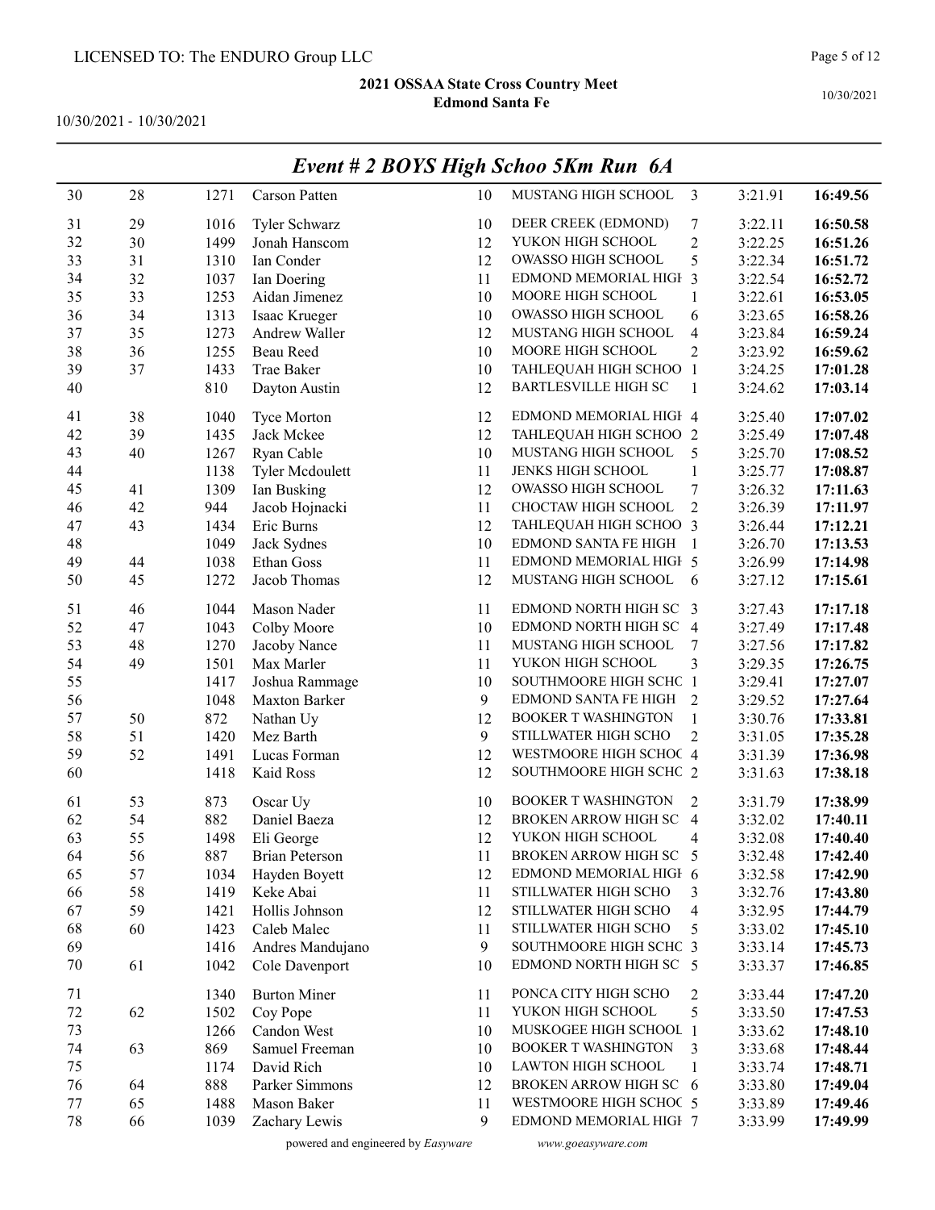## 2021 OSSAA State Cross Country Meet
### Edmond Santa Fe

10/30/2021 - 10/30/2021

## *Event # 2 BOYS High Schoo 5Km Run 6A*

| Place | Team Place | Bib | Name | Grade | School | Team Pos | Pace | Time |
|---|---|---|---|---|---|---|---|---|
| 30 | 28 | 1271 | Carson Patten | 10 | MUSTANG HIGH SCHOOL | 3 | 3:21.91 | **16:49.56** |
| 31 | 29 | 1016 | Tyler Schwarz | 10 | DEER CREEK (EDMOND) | 7 | 3:22.11 | **16:50.58** |
| 32 | 30 | 1499 | Jonah Hanscom | 12 | YUKON HIGH SCHOOL | 2 | 3:22.25 | **16:51.26** |
| 33 | 31 | 1310 | Ian Conder | 12 | OWASSO HIGH SCHOOL | 5 | 3:22.34 | **16:51.72** |
| 34 | 32 | 1037 | Ian Doering | 11 | EDMOND MEMORIAL HIGH | 3 | 3:22.54 | **16:52.72** |
| 35 | 33 | 1253 | Aidan Jimenez | 10 | MOORE HIGH SCHOOL | 1 | 3:22.61 | **16:53.05** |
| 36 | 34 | 1313 | Isaac Krueger | 10 | OWASSO HIGH SCHOOL | 6 | 3:23.65 | **16:58.26** |
| 37 | 35 | 1273 | Andrew Waller | 12 | MUSTANG HIGH SCHOOL | 4 | 3:23.84 | **16:59.24** |
| 38 | 36 | 1255 | Beau Reed | 10 | MOORE HIGH SCHOOL | 2 | 3:23.92 | **16:59.62** |
| 39 | 37 | 1433 | Trae Baker | 10 | TAHLEQUAH HIGH SCHOO | 1 | 3:24.25 | **17:01.28** |
| 40 | | 810 | Dayton Austin | 12 | BARTLESVILLE HIGH SC | 1 | 3:24.62 | **17:03.14** |
| 41 | 38 | 1040 | Tyce Morton | 12 | EDMOND MEMORIAL HIGH | 4 | 3:25.40 | **17:07.02** |
| 42 | 39 | 1435 | Jack Mckee | 12 | TAHLEQUAH HIGH SCHOO | 2 | 3:25.49 | **17:07.48** |
| 43 | 40 | 1267 | Ryan Cable | 10 | MUSTANG HIGH SCHOOL | 5 | 3:25.70 | **17:08.52** |
| 44 | | 1138 | Tyler Mcdoulett | 11 | JENKS HIGH SCHOOL | 1 | 3:25.77 | **17:08.87** |
| 45 | 41 | 1309 | Ian Busking | 12 | OWASSO HIGH SCHOOL | 7 | 3:26.32 | **17:11.63** |
| 46 | 42 | 944 | Jacob Hojnacki | 11 | CHOCTAW HIGH SCHOOL | 2 | 3:26.39 | **17:11.97** |
| 47 | 43 | 1434 | Eric Burns | 12 | TAHLEQUAH HIGH SCHOO | 3 | 3:26.44 | **17:12.21** |
| 48 | | 1049 | Jack Sydnes | 10 | EDMOND SANTA FE HIGH | 1 | 3:26.70 | **17:13.53** |
| 49 | 44 | 1038 | Ethan Goss | 11 | EDMOND MEMORIAL HIGH | 5 | 3:26.99 | **17:14.98** |
| 50 | 45 | 1272 | Jacob Thomas | 12 | MUSTANG HIGH SCHOOL | 6 | 3:27.12 | **17:15.61** |
| 51 | 46 | 1044 | Mason Nader | 11 | EDMOND NORTH HIGH SC | 3 | 3:27.43 | **17:17.18** |
| 52 | 47 | 1043 | Colby Moore | 10 | EDMOND NORTH HIGH SC | 4 | 3:27.49 | **17:17.48** |
| 53 | 48 | 1270 | Jacoby Nance | 11 | MUSTANG HIGH SCHOOL | 7 | 3:27.56 | **17:17.82** |
| 54 | 49 | 1501 | Max Marler | 11 | YUKON HIGH SCHOOL | 3 | 3:29.35 | **17:26.75** |
| 55 | | 1417 | Joshua Rammage | 10 | SOUTHMOORE HIGH SCHC | 1 | 3:29.41 | **17:27.07** |
| 56 | | 1048 | Maxton Barker | 9 | EDMOND SANTA FE HIGH | 2 | 3:29.52 | **17:27.64** |
| 57 | 50 | 872 | Nathan Uy | 12 | BOOKER T WASHINGTON | 1 | 3:30.76 | **17:33.81** |
| 58 | 51 | 1420 | Mez Barth | 9 | STILLWATER HIGH SCHO | 2 | 3:31.05 | **17:35.28** |
| 59 | 52 | 1491 | Lucas Forman | 12 | WESTMOORE HIGH SCHOC | 4 | 3:31.39 | **17:36.98** |
| 60 | | 1418 | Kaid Ross | 12 | SOUTHMOORE HIGH SCHC | 2 | 3:31.63 | **17:38.18** |
| 61 | 53 | 873 | Oscar Uy | 10 | BOOKER T WASHINGTON | 2 | 3:31.79 | **17:38.99** |
| 62 | 54 | 882 | Daniel Baeza | 12 | BROKEN ARROW HIGH SC | 4 | 3:32.02 | **17:40.11** |
| 63 | 55 | 1498 | Eli George | 12 | YUKON HIGH SCHOOL | 4 | 3:32.08 | **17:40.40** |
| 64 | 56 | 887 | Brian Peterson | 11 | BROKEN ARROW HIGH SC | 5 | 3:32.48 | **17:42.40** |
| 65 | 57 | 1034 | Hayden Boyett | 12 | EDMOND MEMORIAL HIGH | 6 | 3:32.58 | **17:42.90** |
| 66 | 58 | 1419 | Keke Abai | 11 | STILLWATER HIGH SCHO | 3 | 3:32.76 | **17:43.80** |
| 67 | 59 | 1421 | Hollis Johnson | 12 | STILLWATER HIGH SCHO | 4 | 3:32.95 | **17:44.79** |
| 68 | 60 | 1423 | Caleb Malec | 11 | STILLWATER HIGH SCHO | 5 | 3:33.02 | **17:45.10** |
| 69 | | 1416 | Andres Mandujano | 9 | SOUTHMOORE HIGH SCHC | 3 | 3:33.14 | **17:45.73** |
| 70 | 61 | 1042 | Cole Davenport | 10 | EDMOND NORTH HIGH SC | 5 | 3:33.37 | **17:46.85** |
| 71 | | 1340 | Burton Miner | 11 | PONCA CITY HIGH SCHO | 2 | 3:33.44 | **17:47.20** |
| 72 | 62 | 1502 | Coy Pope | 11 | YUKON HIGH SCHOOL | 5 | 3:33.50 | **17:47.53** |
| 73 | | 1266 | Candon West | 10 | MUSKOGEE HIGH SCHOOL | 1 | 3:33.62 | **17:48.10** |
| 74 | 63 | 869 | Samuel Freeman | 10 | BOOKER T WASHINGTON | 3 | 3:33.68 | **17:48.44** |
| 75 | | 1174 | David Rich | 10 | LAWTON HIGH SCHOOL | 1 | 3:33.74 | **17:48.71** |
| 76 | 64 | 888 | Parker Simmons | 12 | BROKEN ARROW HIGH SC | 6 | 3:33.80 | **17:49.04** |
| 77 | 65 | 1488 | Mason Baker | 11 | WESTMOORE HIGH SCHOC | 5 | 3:33.89 | **17:49.46** |
| 78 | 66 | 1039 | Zachary Lewis | 9 | EDMOND MEMORIAL HIGH | 7 | 3:33.99 | **17:49.99** |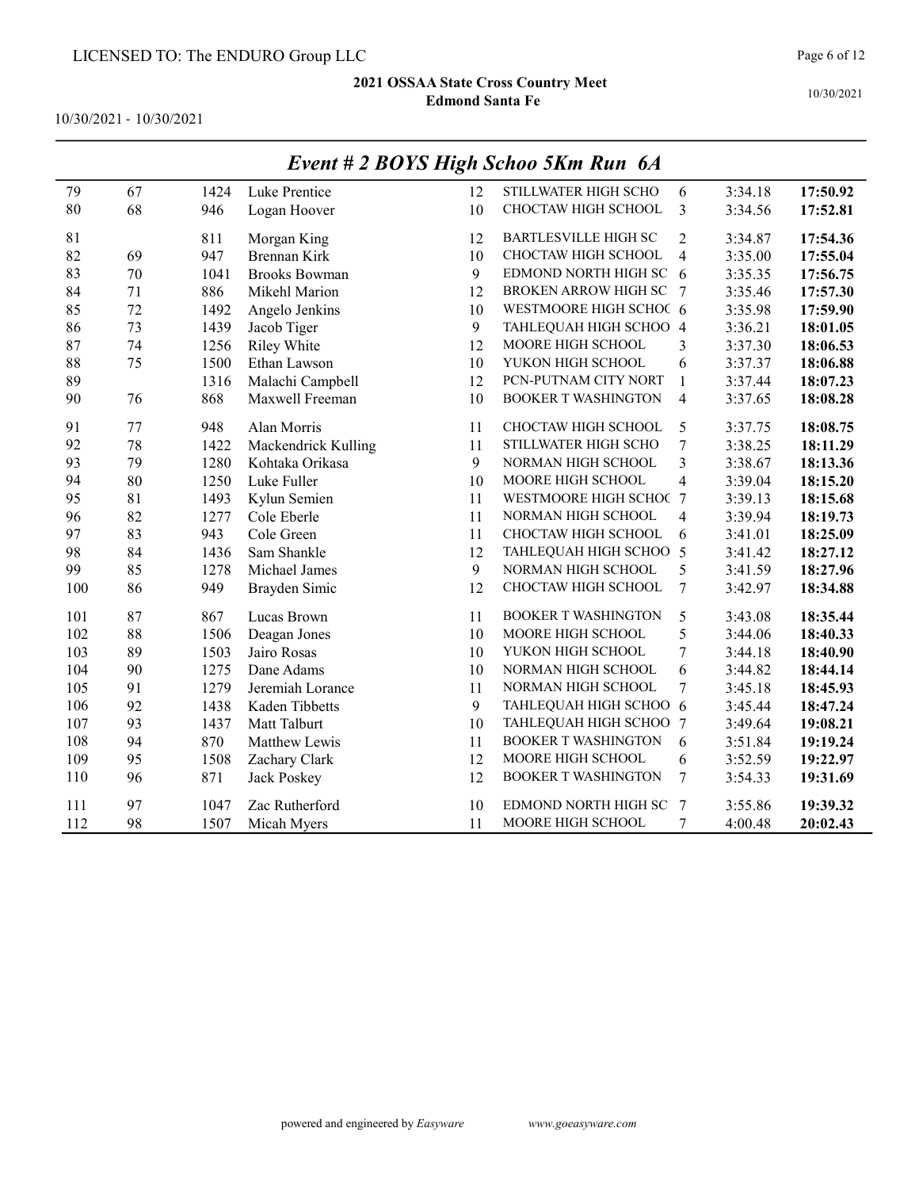## Event # 2 BOYS High Schoo 5Km Run 6A

| | | | | | | | | |
|---|---|---|---|---|---|---|---|---|
| 79 | 67 | 1424 | Luke Prentice | 12 | STILLWATER HIGH SCHO | 6 | 3:34.18 | **17:50.92** |
| 80 | 68 | 946 | Logan Hoover | 10 | CHOCTAW HIGH SCHOOL | 3 | 3:34.56 | **17:52.81** |
| 81 | | 811 | Morgan King | 12 | BARTLESVILLE HIGH SC | 2 | 3:34.87 | **17:54.36** |
| 82 | 69 | 947 | Brennan Kirk | 10 | CHOCTAW HIGH SCHOOL | 4 | 3:35.00 | **17:55.04** |
| 83 | 70 | 1041 | Brooks Bowman | 9 | EDMOND NORTH HIGH SC | 6 | 3:35.35 | **17:56.75** |
| 84 | 71 | 886 | Mikehl Marion | 12 | BROKEN ARROW HIGH SC | 7 | 3:35.46 | **17:57.30** |
| 85 | 72 | 1492 | Angelo Jenkins | 10 | WESTMOORE HIGH SCHOC | 6 | 3:35.98 | **17:59.90** |
| 86 | 73 | 1439 | Jacob Tiger | 9 | TAHLEQUAH HIGH SCHOO | 4 | 3:36.21 | **18:01.05** |
| 87 | 74 | 1256 | Riley White | 12 | MOORE HIGH SCHOOL | 3 | 3:37.30 | **18:06.53** |
| 88 | 75 | 1500 | Ethan Lawson | 10 | YUKON HIGH SCHOOL | 6 | 3:37.37 | **18:06.88** |
| 89 | | 1316 | Malachi Campbell | 12 | PCN-PUTNAM CITY NORT | 1 | 3:37.44 | **18:07.23** |
| 90 | 76 | 868 | Maxwell Freeman | 10 | BOOKER T WASHINGTON | 4 | 3:37.65 | **18:08.28** |
| 91 | 77 | 948 | Alan Morris | 11 | CHOCTAW HIGH SCHOOL | 5 | 3:37.75 | **18:08.75** |
| 92 | 78 | 1422 | Mackendrick Kulling | 11 | STILLWATER HIGH SCHO | 7 | 3:38.25 | **18:11.29** |
| 93 | 79 | 1280 | Kohtaka Orikasa | 9 | NORMAN HIGH SCHOOL | 3 | 3:38.67 | **18:13.36** |
| 94 | 80 | 1250 | Luke Fuller | 10 | MOORE HIGH SCHOOL | 4 | 3:39.04 | **18:15.20** |
| 95 | 81 | 1493 | Kylun Semien | 11 | WESTMOORE HIGH SCHOC | 7 | 3:39.13 | **18:15.68** |
| 96 | 82 | 1277 | Cole Eberle | 11 | NORMAN HIGH SCHOOL | 4 | 3:39.94 | **18:19.73** |
| 97 | 83 | 943 | Cole Green | 11 | CHOCTAW HIGH SCHOOL | 6 | 3:41.01 | **18:25.09** |
| 98 | 84 | 1436 | Sam Shankle | 12 | TAHLEQUAH HIGH SCHOO | 5 | 3:41.42 | **18:27.12** |
| 99 | 85 | 1278 | Michael James | 9 | NORMAN HIGH SCHOOL | 5 | 3:41.59 | **18:27.96** |
| 100 | 86 | 949 | Brayden Simic | 12 | CHOCTAW HIGH SCHOOL | 7 | 3:42.97 | **18:34.88** |
| 101 | 87 | 867 | Lucas Brown | 11 | BOOKER T WASHINGTON | 5 | 3:43.08 | **18:35.44** |
| 102 | 88 | 1506 | Deagan Jones | 10 | MOORE HIGH SCHOOL | 5 | 3:44.06 | **18:40.33** |
| 103 | 89 | 1503 | Jairo Rosas | 10 | YUKON HIGH SCHOOL | 7 | 3:44.18 | **18:40.90** |
| 104 | 90 | 1275 | Dane Adams | 10 | NORMAN HIGH SCHOOL | 6 | 3:44.82 | **18:44.14** |
| 105 | 91 | 1279 | Jeremiah Lorance | 11 | NORMAN HIGH SCHOOL | 7 | 3:45.18 | **18:45.93** |
| 106 | 92 | 1438 | Kaden Tibbetts | 9 | TAHLEQUAH HIGH SCHOO | 6 | 3:45.44 | **18:47.24** |
| 107 | 93 | 1437 | Matt Talburt | 10 | TAHLEQUAH HIGH SCHOO | 7 | 3:49.64 | **19:08.21** |
| 108 | 94 | 870 | Matthew Lewis | 11 | BOOKER T WASHINGTON | 6 | 3:51.84 | **19:19.24** |
| 109 | 95 | 1508 | Zachary Clark | 12 | MOORE HIGH SCHOOL | 6 | 3:52.59 | **19:22.97** |
| 110 | 96 | 871 | Jack Poskey | 12 | BOOKER T WASHINGTON | 7 | 3:54.33 | **19:31.69** |
| 111 | 97 | 1047 | Zac Rutherford | 10 | EDMOND NORTH HIGH SC | 7 | 3:55.86 | **19:39.32** |
| 112 | 98 | 1507 | Micah Myers | 11 | MOORE HIGH SCHOOL | 7 | 4:00.48 | **20:02.43** |